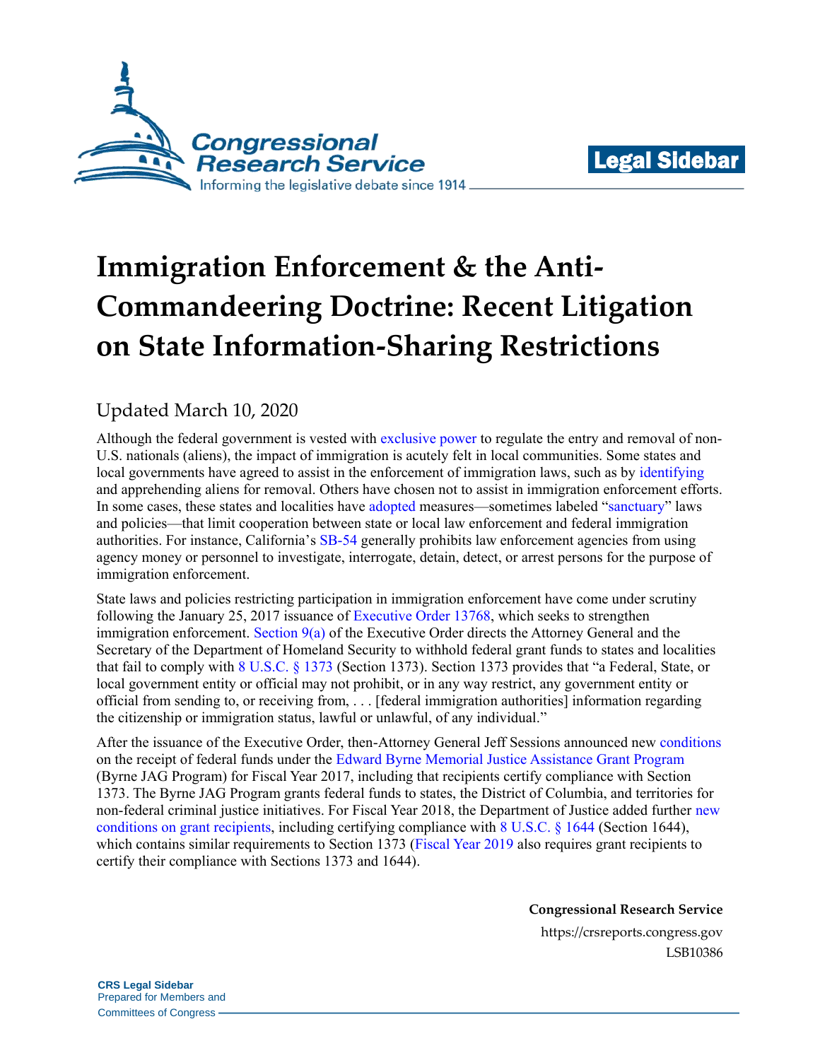# Immigration Enforcement & the Anti-Commandeering Doctrine: Recent Litigation on State Information-Sharing Restrictions

Updated March 10, 2020

Although the federal government is vested with exclusive power to regulate the entry and removal of non-U.S. nationals (aliens), the impact of immigration is acutely felt in local communities. Some states and local governments have agreed to assist in the enforcement of immigration laws, such as by identifying and apprehending aliens for removal. Others have chosen not to assist in immigration enforcement efforts. In some cases, these states and localities have adopted measures—sometimes labeled "sanctuary" laws and policies—that limit cooperation between state or local law enforcement and federal immigration authorities. For instance, California's SB-54 generally prohibits law enforcement agencies from using agency money or personnel to investigate, interrogate, detain, detect, or arrest persons for the purpose of immigration enforcement.

State laws and policies restricting participation in immigration enforcement have come under scrutiny following the January 25, 2017 issuance of Executive Order 13768, which seeks to strengthen immigration enforcement. Section 9(a) of the Executive Order directs the Attorney General and the Secretary of the Department of Homeland Security to withhold federal grant funds to states and localities that fail to comply with 8 U.S.C. § 1373 (Section 1373). Section 1373 provides that "a Federal, State, or local government entity or official may not prohibit, or in any way restrict, any government entity or official from sending to, or receiving from, . . . [federal immigration authorities] information regarding the citizenship or immigration status, lawful or unlawful, of any individual."

After the issuance of the Executive Order, then-Attorney General Jeff Sessions announced new conditions on the receipt of federal funds under the Edward Byrne Memorial Justice Assistance Grant Program (Byrne JAG Program) for Fiscal Year 2017, including that recipients certify compliance with Section 1373. The Byrne JAG Program grants federal funds to states, the District of Columbia, and territories for non-federal criminal justice initiatives. For Fiscal Year 2018, the Department of Justice added further new conditions on grant recipients, including certifying compliance with 8 U.S.C. § 1644 (Section 1644), which contains similar requirements to Section 1373 (Fiscal Year 2019 also requires grant recipients to certify their compliance with Sections 1373 and 1644).

**Congressional Research Service**
https://crsreports.congress.gov
LSB10386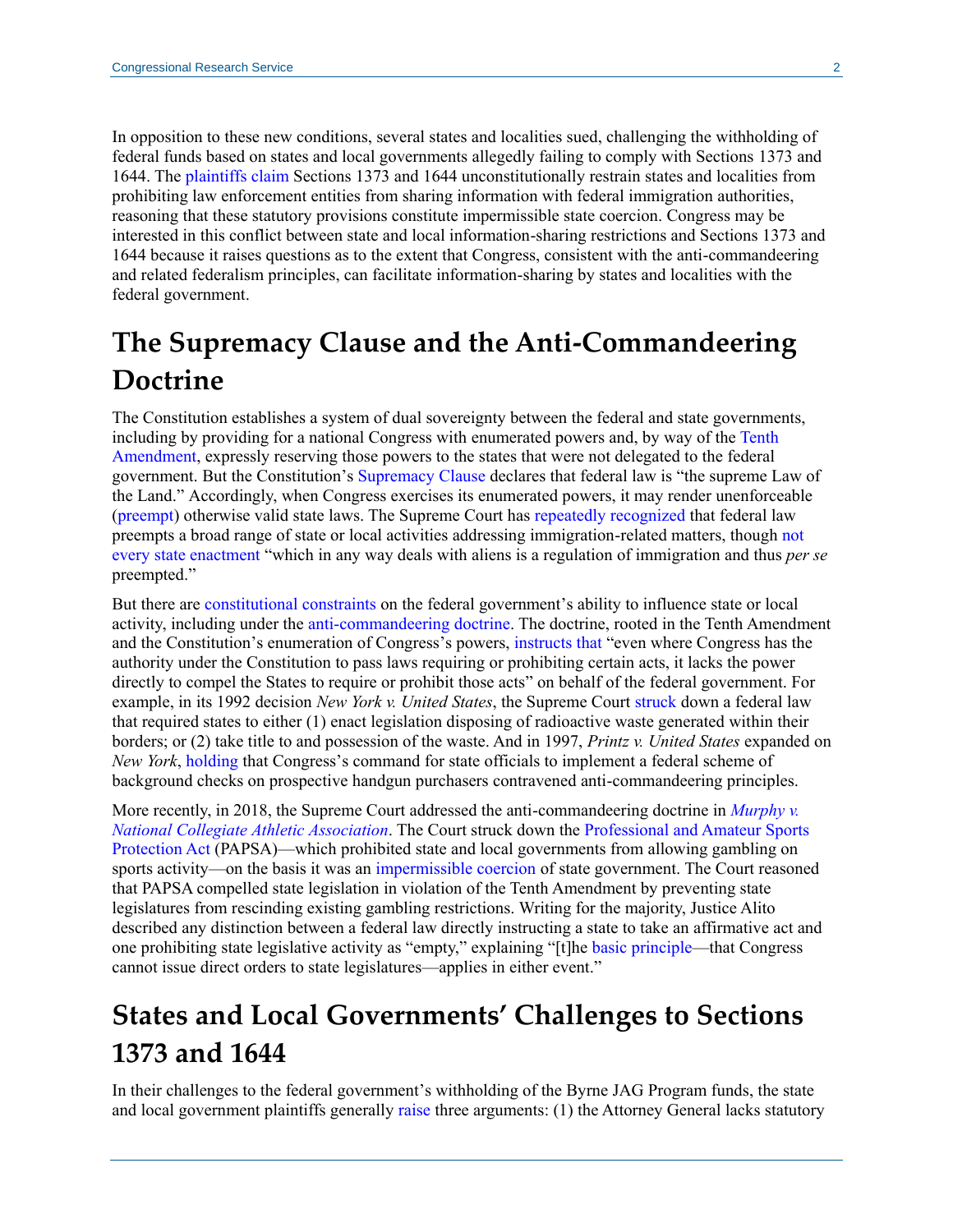In opposition to these new conditions, several states and localities sued, challenging the withholding of federal funds based on states and local governments allegedly failing to comply with Sections 1373 and 1644. The plaintiffs claim Sections 1373 and 1644 unconstitutionally restrain states and localities from prohibiting law enforcement entities from sharing information with federal immigration authorities, reasoning that these statutory provisions constitute impermissible state coercion. Congress may be interested in this conflict between state and local information-sharing restrictions and Sections 1373 and 1644 because it raises questions as to the extent that Congress, consistent with the anti-commandeering and related federalism principles, can facilitate information-sharing by states and localities with the federal government.

## The Supremacy Clause and the Anti-Commandeering Doctrine

The Constitution establishes a system of dual sovereignty between the federal and state governments, including by providing for a national Congress with enumerated powers and, by way of the Tenth Amendment, expressly reserving those powers to the states that were not delegated to the federal government. But the Constitution's Supremacy Clause declares that federal law is "the supreme Law of the Land." Accordingly, when Congress exercises its enumerated powers, it may render unenforceable (preempt) otherwise valid state laws. The Supreme Court has repeatedly recognized that federal law preempts a broad range of state or local activities addressing immigration-related matters, though not every state enactment "which in any way deals with aliens is a regulation of immigration and thus *per se* preempted."

But there are constitutional constraints on the federal government's ability to influence state or local activity, including under the anti-commandeering doctrine. The doctrine, rooted in the Tenth Amendment and the Constitution's enumeration of Congress's powers, instructs that "even where Congress has the authority under the Constitution to pass laws requiring or prohibiting certain acts, it lacks the power directly to compel the States to require or prohibit those acts" on behalf of the federal government. For example, in its 1992 decision *New York v. United States*, the Supreme Court struck down a federal law that required states to either (1) enact legislation disposing of radioactive waste generated within their borders; or (2) take title to and possession of the waste. And in 1997, *Printz v. United States* expanded on *New York*, holding that Congress's command for state officials to implement a federal scheme of background checks on prospective handgun purchasers contravened anti-commandeering principles.

More recently, in 2018, the Supreme Court addressed the anti-commandeering doctrine in *Murphy v. National Collegiate Athletic Association*. The Court struck down the Professional and Amateur Sports Protection Act (PAPSA)—which prohibited state and local governments from allowing gambling on sports activity—on the basis it was an impermissible coercion of state government. The Court reasoned that PAPSA compelled state legislation in violation of the Tenth Amendment by preventing state legislatures from rescinding existing gambling restrictions. Writing for the majority, Justice Alito described any distinction between a federal law directly instructing a state to take an affirmative act and one prohibiting state legislative activity as "empty," explaining "[t]he basic principle—that Congress cannot issue direct orders to state legislatures—applies in either event."

## States and Local Governments' Challenges to Sections 1373 and 1644

In their challenges to the federal government's withholding of the Byrne JAG Program funds, the state and local government plaintiffs generally raise three arguments: (1) the Attorney General lacks statutory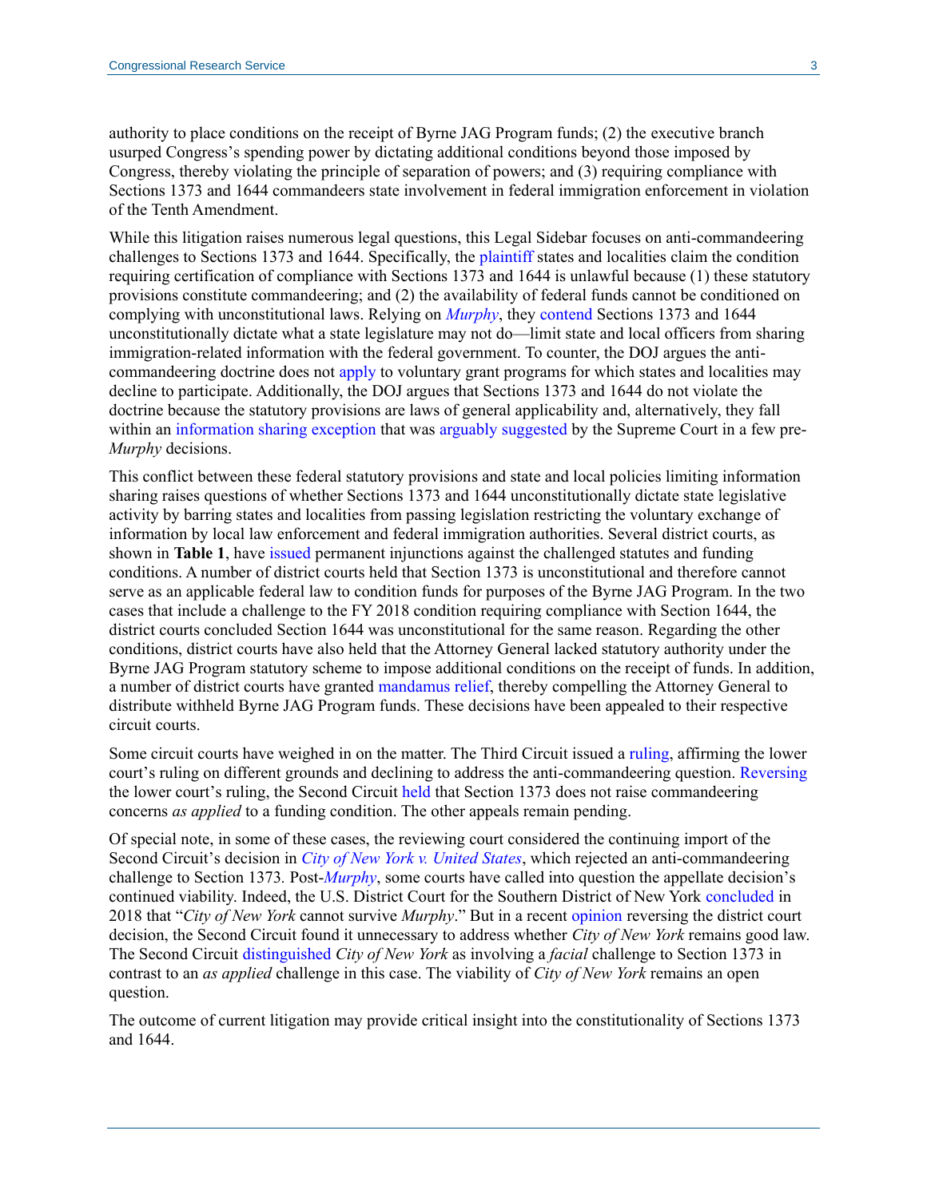authority to place conditions on the receipt of Byrne JAG Program funds; (2) the executive branch usurped Congress's spending power by dictating additional conditions beyond those imposed by Congress, thereby violating the principle of separation of powers; and (3) requiring compliance with Sections 1373 and 1644 commandeers state involvement in federal immigration enforcement in violation of the Tenth Amendment.

While this litigation raises numerous legal questions, this Legal Sidebar focuses on anti-commandeering challenges to Sections 1373 and 1644. Specifically, the plaintiff states and localities claim the condition requiring certification of compliance with Sections 1373 and 1644 is unlawful because (1) these statutory provisions constitute commandeering; and (2) the availability of federal funds cannot be conditioned on complying with unconstitutional laws. Relying on *Murphy*, they contend Sections 1373 and 1644 unconstitutionally dictate what a state legislature may not do—limit state and local officers from sharing immigration-related information with the federal government. To counter, the DOJ argues the anti-commandeering doctrine does not apply to voluntary grant programs for which states and localities may decline to participate. Additionally, the DOJ argues that Sections 1373 and 1644 do not violate the doctrine because the statutory provisions are laws of general applicability and, alternatively, they fall within an information sharing exception that was arguably suggested by the Supreme Court in a few pre-*Murphy* decisions.

This conflict between these federal statutory provisions and state and local policies limiting information sharing raises questions of whether Sections 1373 and 1644 unconstitutionally dictate state legislative activity by barring states and localities from passing legislation restricting the voluntary exchange of information by local law enforcement and federal immigration authorities. Several district courts, as shown in **Table 1**, have issued permanent injunctions against the challenged statutes and funding conditions. A number of district courts held that Section 1373 is unconstitutional and therefore cannot serve as an applicable federal law to condition funds for purposes of the Byrne JAG Program. In the two cases that include a challenge to the FY 2018 condition requiring compliance with Section 1644, the district courts concluded Section 1644 was unconstitutional for the same reason. Regarding the other conditions, district courts have also held that the Attorney General lacked statutory authority under the Byrne JAG Program statutory scheme to impose additional conditions on the receipt of funds. In addition, a number of district courts have granted mandamus relief, thereby compelling the Attorney General to distribute withheld Byrne JAG Program funds. These decisions have been appealed to their respective circuit courts.

Some circuit courts have weighed in on the matter. The Third Circuit issued a ruling, affirming the lower court's ruling on different grounds and declining to address the anti-commandeering question. Reversing the lower court's ruling, the Second Circuit held that Section 1373 does not raise commandeering concerns *as applied* to a funding condition. The other appeals remain pending.

Of special note, in some of these cases, the reviewing court considered the continuing import of the Second Circuit's decision in *City of New York v. United States*, which rejected an anti-commandeering challenge to Section 1373. Post-*Murphy*, some courts have called into question the appellate decision's continued viability. Indeed, the U.S. District Court for the Southern District of New York concluded in 2018 that "*City of New York* cannot survive *Murphy*." But in a recent opinion reversing the district court decision, the Second Circuit found it unnecessary to address whether *City of New York* remains good law. The Second Circuit distinguished *City of New York* as involving a *facial* challenge to Section 1373 in contrast to an *as applied* challenge in this case. The viability of *City of New York* remains an open question.

The outcome of current litigation may provide critical insight into the constitutionality of Sections 1373 and 1644.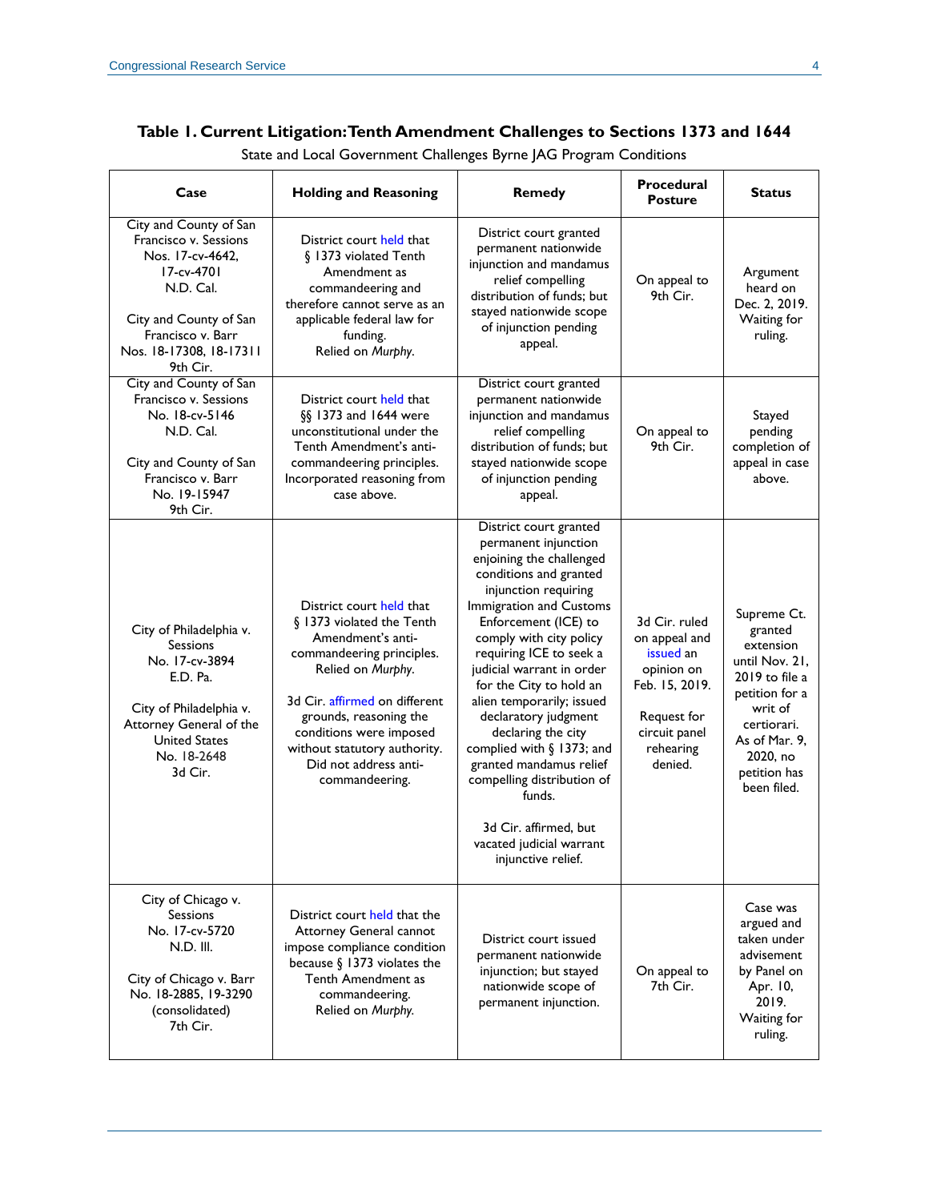**Table 1. Current Litigation: Tenth Amendment Challenges to Sections 1373 and 1644**

State and Local Government Challenges Byrne JAG Program Conditions

| Case | Holding and Reasoning | Remedy | Procedural Posture | Status |
|---|---|---|---|---|
| City and County of San Francisco v. Sessions Nos. 17-cv-4642, 17-cv-4701 N.D. Cal.<br><br>City and County of San Francisco v. Barr Nos. 18-17308, 18-17311 9th Cir. | District court held that § 1373 violated Tenth Amendment as commandeering and therefore cannot serve as an applicable federal law for funding. Relied on *Murphy*. | District court granted permanent nationwide injunction and mandamus relief compelling distribution of funds; but stayed nationwide scope of injunction pending appeal. | On appeal to 9th Cir. | Argument heard on Dec. 2, 2019. Waiting for ruling. |
| City and County of San Francisco v. Sessions No. 18-cv-5146 N.D. Cal.<br><br>City and County of San Francisco v. Barr No. 19-15947 9th Cir. | District court held that §§ 1373 and 1644 were unconstitutional under the Tenth Amendment's anti-commandeering principles. Incorporated reasoning from case above. | District court granted permanent nationwide injunction and mandamus relief compelling distribution of funds; but stayed nationwide scope of injunction pending appeal. | On appeal to 9th Cir. | Stayed pending completion of appeal in case above. |
| City of Philadelphia v. Sessions No. 17-cv-3894 E.D. Pa.<br><br>City of Philadelphia v. Attorney General of the United States No. 18-2648 3d Cir. | District court held that § 1373 violated the Tenth Amendment's anti-commandeering principles. Relied on *Murphy*.<br><br>3d Cir. affirmed on different grounds, reasoning the conditions were imposed without statutory authority. Did not address anti-commandeering. | District court granted permanent injunction enjoining the challenged conditions and granted injunction requiring Immigration and Customs Enforcement (ICE) to comply with city policy requiring ICE to seek a judicial warrant in order for the City to hold an alien temporarily; issued declaratory judgment declaring the city complied with § 1373; and granted mandamus relief compelling distribution of funds.<br><br>3d Cir. affirmed, but vacated judicial warrant injunctive relief. | 3d Cir. ruled on appeal and issued an opinion on Feb. 15, 2019.<br><br>Request for circuit panel rehearing denied. | Supreme Ct. granted extension until Nov. 21, 2019 to file a petition for a writ of certiorari. As of Mar. 9, 2020, no petition has been filed. |
| City of Chicago v. Sessions No. 17-cv-5720 N.D. Ill.<br><br>City of Chicago v. Barr No. 18-2885, 19-3290 (consolidated) 7th Cir. | District court held that the Attorney General cannot impose compliance condition because § 1373 violates the Tenth Amendment as commandeering. Relied on *Murphy*. | District court issued permanent nationwide injunction; but stayed nationwide scope of permanent injunction. | On appeal to 7th Cir. | Case was argued and taken under advisement by Panel on Apr. 10, 2019. Waiting for ruling. |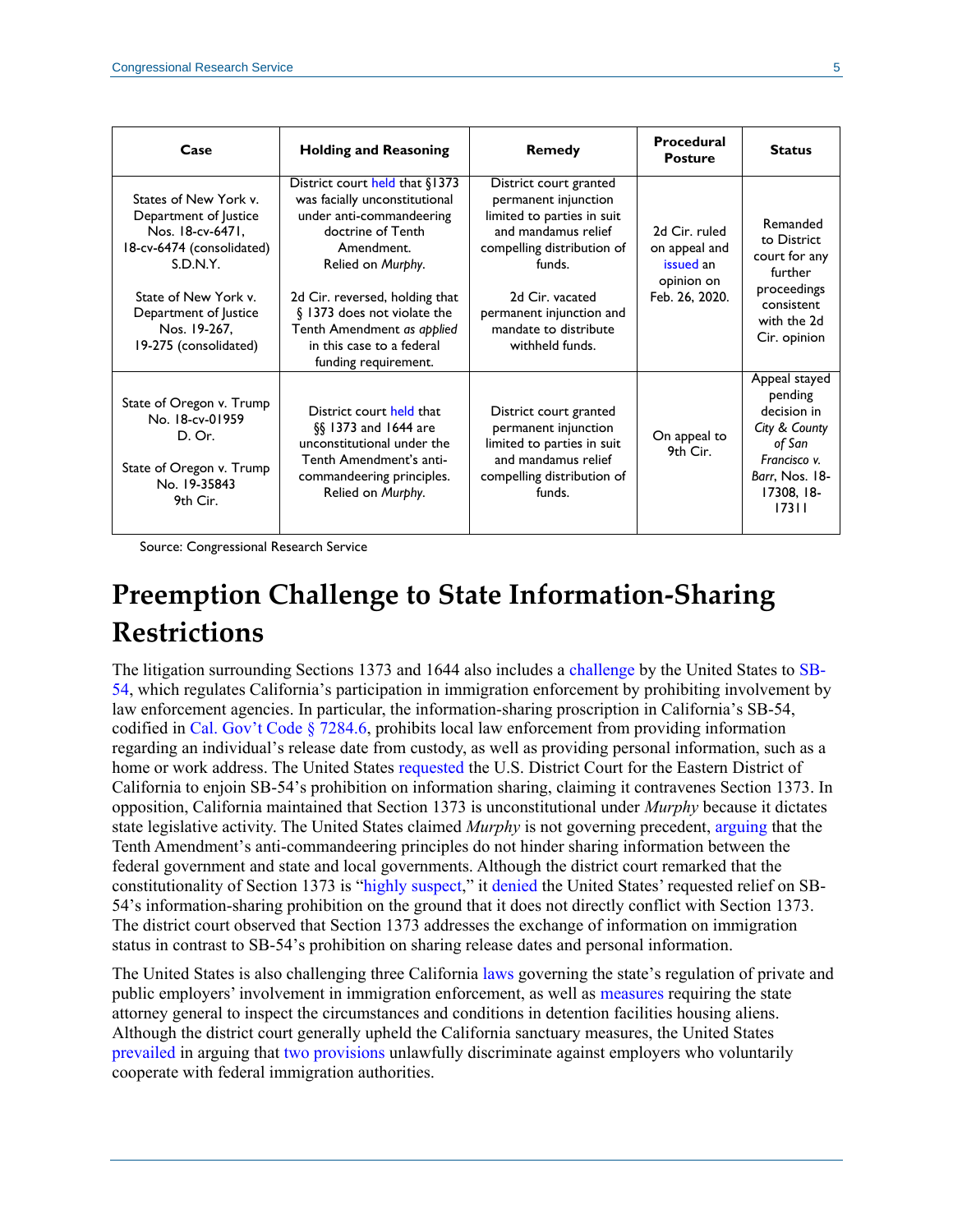| Case | Holding and Reasoning | Remedy | Procedural Posture | Status |
|---|---|---|---|---|
| States of New York v. Department of Justice Nos. 18-cv-6471, 18-cv-6474 (consolidated) S.D.N.Y.<br><br>State of New York v. Department of Justice Nos. 19-267, 19-275 (consolidated) | District court held that §1373 was facially unconstitutional under anti-commandeering doctrine of Tenth Amendment. Relied on *Murphy*.<br><br>2d Cir. reversed, holding that § 1373 does not violate the Tenth Amendment *as applied* in this case to a federal funding requirement. | District court granted permanent injunction limited to parties in suit and mandamus relief compelling distribution of funds.<br><br>2d Cir. vacated permanent injunction and mandate to distribute withheld funds. | 2d Cir. ruled on appeal and issued an opinion on Feb. 26, 2020. | Remanded to District court for any further proceedings consistent with the 2d Cir. opinion |
| State of Oregon v. Trump No. 18-cv-01959 D. Or.<br><br>State of Oregon v. Trump No. 19-35843 9th Cir. | District court held that §§ 1373 and 1644 are unconstitutional under the Tenth Amendment's anti-commandeering principles. Relied on *Murphy*. | District court granted permanent injunction limited to parties in suit and mandamus relief compelling distribution of funds. | On appeal to 9th Cir. | Appeal stayed pending decision in *City & County of San Francisco v. Barr*, Nos. 18-17308, 18-17311 |

Source: Congressional Research Service

## Preemption Challenge to State Information-Sharing Restrictions

The litigation surrounding Sections 1373 and 1644 also includes a challenge by the United States to SB-54, which regulates California's participation in immigration enforcement by prohibiting involvement by law enforcement agencies. In particular, the information-sharing proscription in California's SB-54, codified in Cal. Gov't Code § 7284.6, prohibits local law enforcement from providing information regarding an individual's release date from custody, as well as providing personal information, such as a home or work address. The United States requested the U.S. District Court for the Eastern District of California to enjoin SB-54's prohibition on information sharing, claiming it contravenes Section 1373. In opposition, California maintained that Section 1373 is unconstitutional under *Murphy* because it dictates state legislative activity. The United States claimed *Murphy* is not governing precedent, arguing that the Tenth Amendment's anti-commandeering principles do not hinder sharing information between the federal government and state and local governments. Although the district court remarked that the constitutionality of Section 1373 is "highly suspect," it denied the United States' requested relief on SB-54's information-sharing prohibition on the ground that it does not directly conflict with Section 1373. The district court observed that Section 1373 addresses the exchange of information on immigration status in contrast to SB-54's prohibition on sharing release dates and personal information.

The United States is also challenging three California laws governing the state's regulation of private and public employers' involvement in immigration enforcement, as well as measures requiring the state attorney general to inspect the circumstances and conditions in detention facilities housing aliens. Although the district court generally upheld the California sanctuary measures, the United States prevailed in arguing that two provisions unlawfully discriminate against employers who voluntarily cooperate with federal immigration authorities.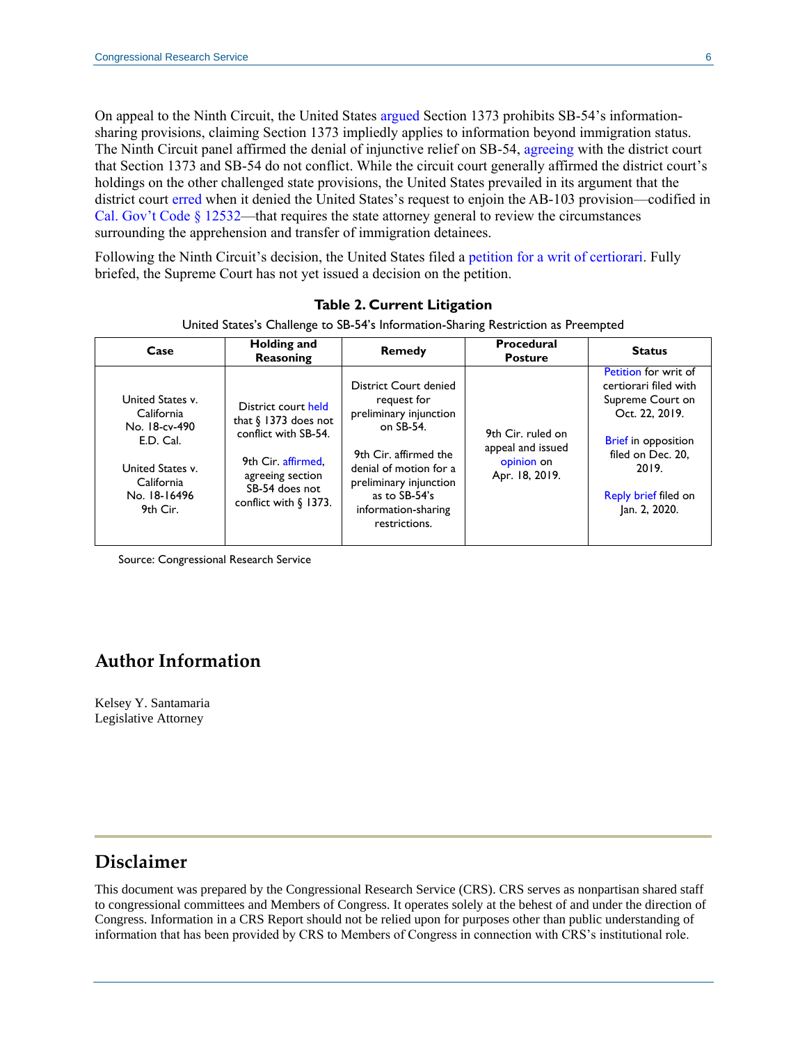On appeal to the Ninth Circuit, the United States argued Section 1373 prohibits SB-54's information-sharing provisions, claiming Section 1373 impliedly applies to information beyond immigration status. The Ninth Circuit panel affirmed the denial of injunctive relief on SB-54, agreeing with the district court that Section 1373 and SB-54 do not conflict. While the circuit court generally affirmed the district court's holdings on the other challenged state provisions, the United States prevailed in its argument that the district court erred when it denied the United States's request to enjoin the AB-103 provision—codified in Cal. Gov't Code § 12532—that requires the state attorney general to review the circumstances surrounding the apprehension and transfer of immigration detainees.

Following the Ninth Circuit's decision, the United States filed a petition for a writ of certiorari. Fully briefed, the Supreme Court has not yet issued a decision on the petition.

**Table 2. Current Litigation**

United States's Challenge to SB-54's Information-Sharing Restriction as Preempted

| Case | Holding and Reasoning | Remedy | Procedural Posture | Status |
|---|---|---|---|---|
| United States v. California No. 18-cv-490 E.D. Cal.<br><br>United States v. California No. 18-16496 9th Cir. | District court held that § 1373 does not conflict with SB-54.<br><br>9th Cir. affirmed, agreeing section SB-54 does not conflict with § 1373. | District Court denied request for preliminary injunction on SB-54.<br><br>9th Cir. affirmed the denial of motion for a preliminary injunction as to SB-54's information-sharing restrictions. | 9th Cir. ruled on appeal and issued opinion on Apr. 18, 2019. | Petition for writ of certiorari filed with Supreme Court on Oct. 22, 2019.<br><br>Brief in opposition filed on Dec. 20, 2019.<br><br>Reply brief filed on Jan. 2, 2020. |

Source: Congressional Research Service

## Author Information

Kelsey Y. Santamaria
Legislative Attorney

## Disclaimer

This document was prepared by the Congressional Research Service (CRS). CRS serves as nonpartisan shared staff to congressional committees and Members of Congress. It operates solely at the behest of and under the direction of Congress. Information in a CRS Report should not be relied upon for purposes other than public understanding of information that has been provided by CRS to Members of Congress in connection with CRS's institutional role.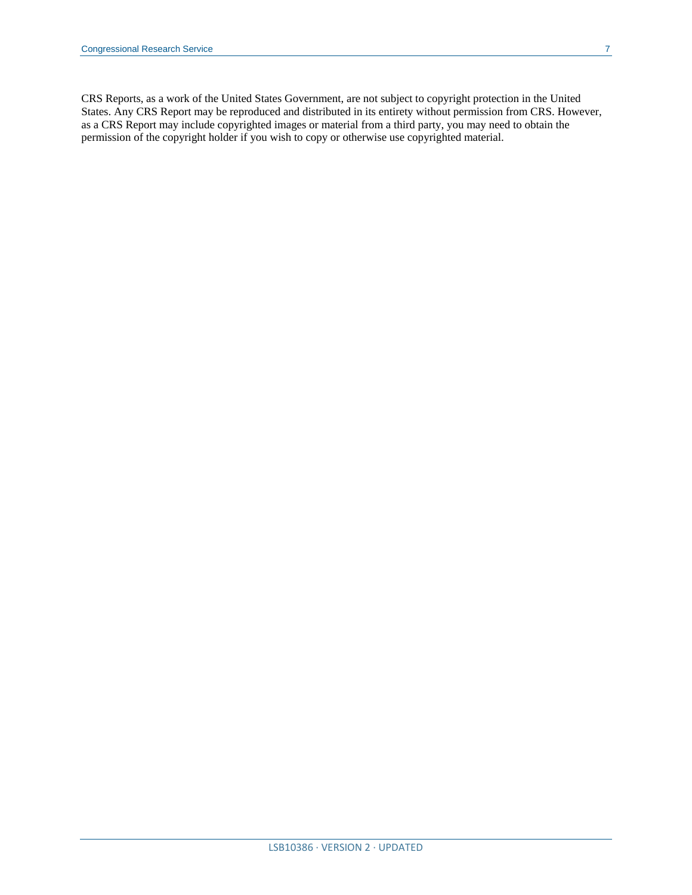CRS Reports, as a work of the United States Government, are not subject to copyright protection in the United States. Any CRS Report may be reproduced and distributed in its entirety without permission from CRS. However, as a CRS Report may include copyrighted images or material from a third party, you may need to obtain the permission of the copyright holder if you wish to copy or otherwise use copyrighted material.